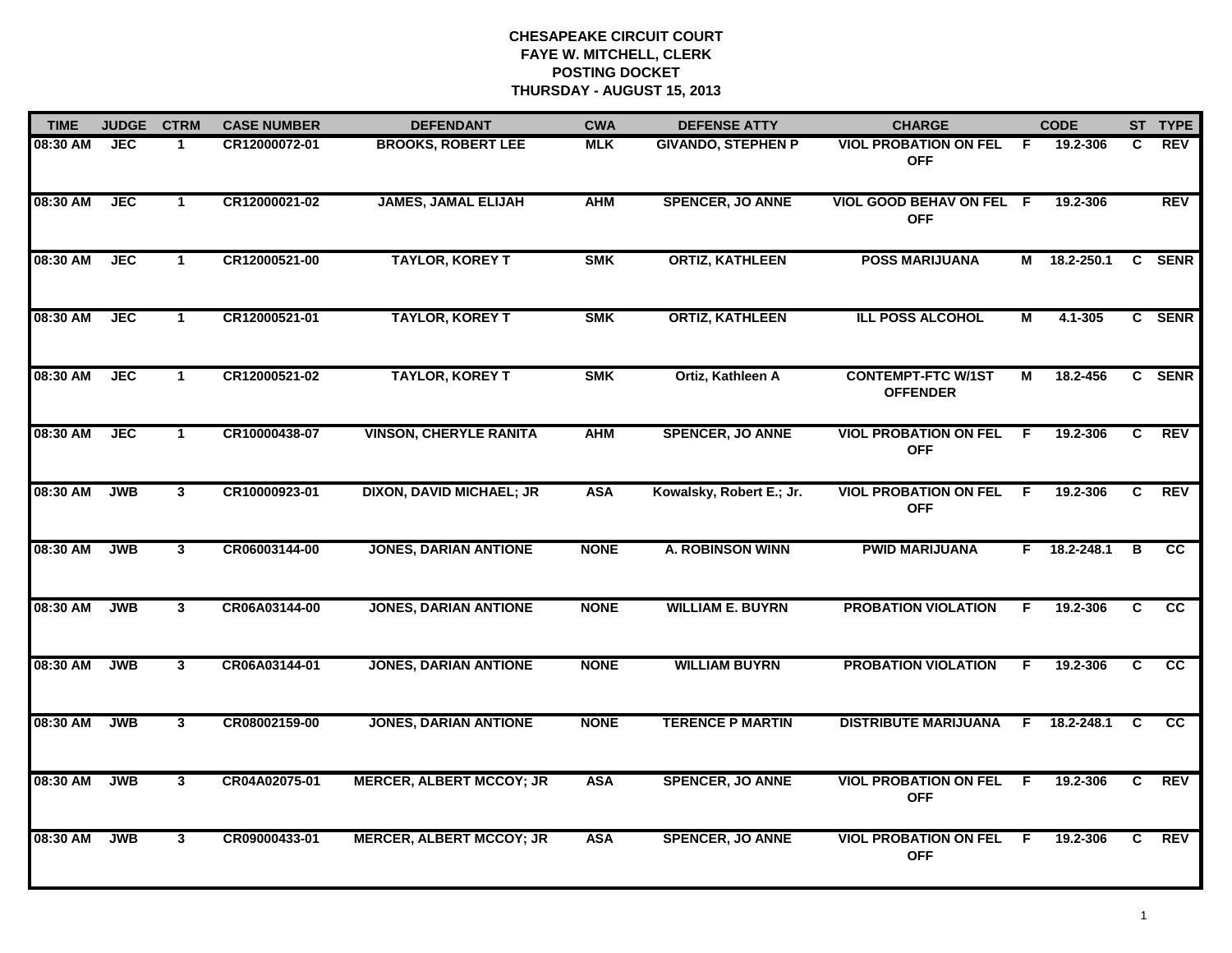# CHESAPEAKE CIRCUIT COURT
## FAYE W. MITCHELL, CLERK
## POSTING DOCKET
## THURSDAY - AUGUST 15, 2013

| TIME | JUDGE | CTRM | CASE NUMBER | DEFENDANT | CWA | DEFENSE ATTY | CHARGE | | CODE | ST | TYPE |
|---|---|---|---|---|---|---|---|---|---|---|---|
| 08:30 AM | JEC | 1 | CR12000072-01 | BROOKS, ROBERT LEE | MLK | GIVANDO, STEPHEN P | VIOL PROBATION ON FEL OFF | F | 19.2-306 | C | REV |
| 08:30 AM | JEC | 1 | CR12000021-02 | JAMES, JAMAL ELIJAH | AHM | SPENCER, JO ANNE | VIOL GOOD BEHAV ON FEL OFF | F | 19.2-306 | | REV |
| 08:30 AM | JEC | 1 | CR12000521-00 | TAYLOR, KOREY T | SMK | ORTIZ, KATHLEEN | POSS MARIJUANA | M | 18.2-250.1 | C | SENR |
| 08:30 AM | JEC | 1 | CR12000521-01 | TAYLOR, KOREY T | SMK | ORTIZ, KATHLEEN | ILL POSS ALCOHOL | M | 4.1-305 | C | SENR |
| 08:30 AM | JEC | 1 | CR12000521-02 | TAYLOR, KOREY T | SMK | Ortiz, Kathleen A | CONTEMPT-FTC W/1ST OFFENDER | M | 18.2-456 | C | SENR |
| 08:30 AM | JEC | 1 | CR10000438-07 | VINSON, CHERYLE RANITA | AHM | SPENCER, JO ANNE | VIOL PROBATION ON FEL OFF | F | 19.2-306 | C | REV |
| 08:30 AM | JWB | 3 | CR10000923-01 | DIXON, DAVID MICHAEL; JR | ASA | Kowalsky, Robert E.; Jr. | VIOL PROBATION ON FEL OFF | F | 19.2-306 | C | REV |
| 08:30 AM | JWB | 3 | CR06003144-00 | JONES, DARIAN ANTIONE | NONE | A. ROBINSON WINN | PWID MARIJUANA | F | 18.2-248.1 | B | CC |
| 08:30 AM | JWB | 3 | CR06A03144-00 | JONES, DARIAN ANTIONE | NONE | WILLIAM E. BUYRN | PROBATION VIOLATION | F | 19.2-306 | C | CC |
| 08:30 AM | JWB | 3 | CR06A03144-01 | JONES, DARIAN ANTIONE | NONE | WILLIAM BUYRN | PROBATION VIOLATION | F | 19.2-306 | C | CC |
| 08:30 AM | JWB | 3 | CR08002159-00 | JONES, DARIAN ANTIONE | NONE | TERENCE P MARTIN | DISTRIBUTE MARIJUANA | F | 18.2-248.1 | C | CC |
| 08:30 AM | JWB | 3 | CR04A02075-01 | MERCER, ALBERT MCCOY; JR | ASA | SPENCER, JO ANNE | VIOL PROBATION ON FEL OFF | F | 19.2-306 | C | REV |
| 08:30 AM | JWB | 3 | CR09000433-01 | MERCER, ALBERT MCCOY; JR | ASA | SPENCER, JO ANNE | VIOL PROBATION ON FEL OFF | F | 19.2-306 | C | REV |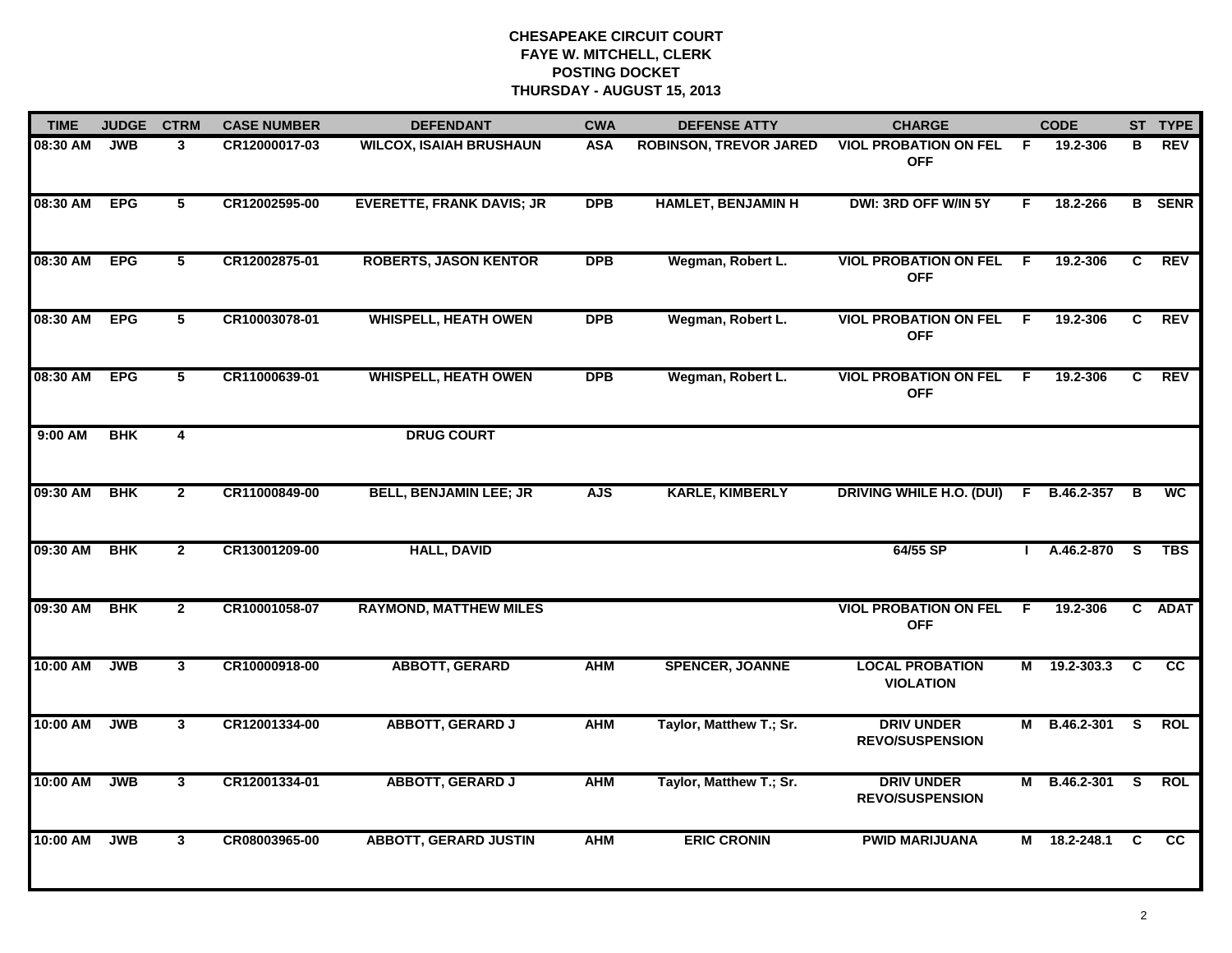# CHESAPEAKE CIRCUIT COURT
## FAYE W. MITCHELL, CLERK
## POSTING DOCKET
## THURSDAY - AUGUST 15, 2013

| TIME | JUDGE | CTRM | CASE NUMBER | DEFENDANT | CWA | DEFENSE ATTY | CHARGE | | CODE | ST | TYPE |
|---|---|---|---|---|---|---|---|---|---|---|---|
| 08:30 AM | JWB | 3 | CR12000017-03 | WILCOX, ISAIAH BRUSHAUN | ASA | ROBINSON, TREVOR JARED | VIOL PROBATION ON FEL OFF | F | 19.2-306 | B | REV |
| 08:30 AM | EPG | 5 | CR12002595-00 | EVERETTE, FRANK DAVIS; JR | DPB | HAMLET, BENJAMIN H | DWI: 3RD OFF W/IN 5Y | F | 18.2-266 | B | SENR |
| 08:30 AM | EPG | 5 | CR12002875-01 | ROBERTS, JASON KENTOR | DPB | Wegman, Robert L. | VIOL PROBATION ON FEL OFF | F | 19.2-306 | C | REV |
| 08:30 AM | EPG | 5 | CR10003078-01 | WHISPELL, HEATH OWEN | DPB | Wegman, Robert L. | VIOL PROBATION ON FEL OFF | F | 19.2-306 | C | REV |
| 08:30 AM | EPG | 5 | CR11000639-01 | WHISPELL, HEATH OWEN | DPB | Wegman, Robert L. | VIOL PROBATION ON FEL OFF | F | 19.2-306 | C | REV |
| 9:00 AM | BHK | 4 | | DRUG COURT | | | | | | | |
| 09:30 AM | BHK | 2 | CR11000849-00 | BELL, BENJAMIN LEE; JR | AJS | KARLE, KIMBERLY | DRIVING WHILE H.O. (DUI) | F | B.46.2-357 | B | WC |
| 09:30 AM | BHK | 2 | CR13001209-00 | HALL, DAVID | | | 64/55 SP | I | A.46.2-870 | S | TBS |
| 09:30 AM | BHK | 2 | CR10001058-07 | RAYMOND, MATTHEW MILES | | | VIOL PROBATION ON FEL OFF | F | 19.2-306 | C | ADAT |
| 10:00 AM | JWB | 3 | CR10000918-00 | ABBOTT, GERARD | AHM | SPENCER, JOANNE | LOCAL PROBATION VIOLATION | M | 19.2-303.3 | C | CC |
| 10:00 AM | JWB | 3 | CR12001334-00 | ABBOTT, GERARD J | AHM | Taylor, Matthew T.; Sr. | DRIV UNDER REVO/SUSPENSION | M | B.46.2-301 | S | ROL |
| 10:00 AM | JWB | 3 | CR12001334-01 | ABBOTT, GERARD J | AHM | Taylor, Matthew T.; Sr. | DRIV UNDER REVO/SUSPENSION | M | B.46.2-301 | S | ROL |
| 10:00 AM | JWB | 3 | CR08003965-00 | ABBOTT, GERARD JUSTIN | AHM | ERIC CRONIN | PWID MARIJUANA | M | 18.2-248.1 | C | CC |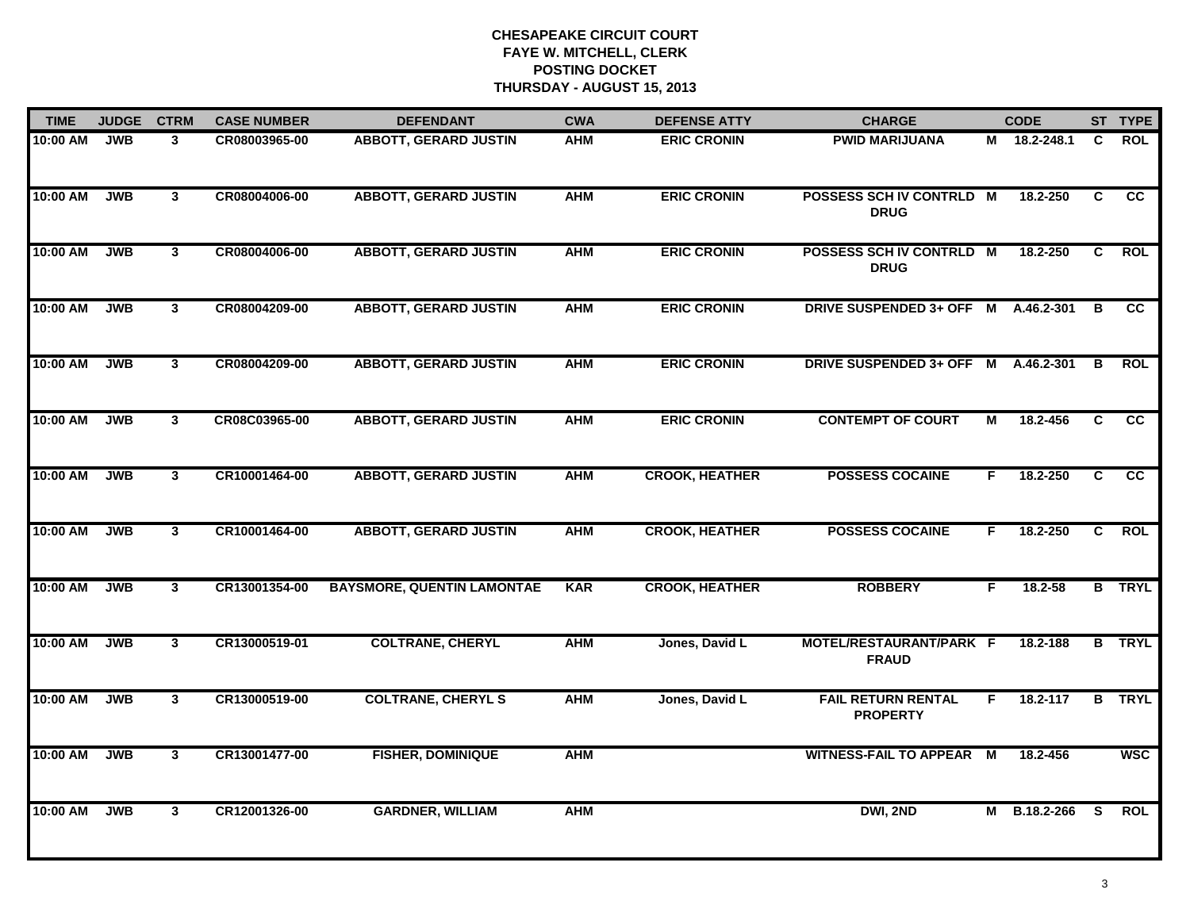# CHESAPEAKE CIRCUIT COURT
## FAYE W. MITCHELL, CLERK
## POSTING DOCKET
## THURSDAY - AUGUST 15, 2013

| TIME | JUDGE | CTRM | CASE NUMBER | DEFENDANT | CWA | DEFENSE ATTY | CHARGE | | CODE | ST | TYPE |
|---|---|---|---|---|---|---|---|---|---|---|---|
| 10:00 AM | JWB | 3 | CR08003965-00 | ABBOTT, GERARD JUSTIN | AHM | ERIC CRONIN | PWID MARIJUANA | M | 18.2-248.1 | C | ROL |
| 10:00 AM | JWB | 3 | CR08004006-00 | ABBOTT, GERARD JUSTIN | AHM | ERIC CRONIN | POSSESS SCH IV CONTRLD DRUG | M | 18.2-250 | C | CC |
| 10:00 AM | JWB | 3 | CR08004006-00 | ABBOTT, GERARD JUSTIN | AHM | ERIC CRONIN | POSSESS SCH IV CONTRLD DRUG | M | 18.2-250 | C | ROL |
| 10:00 AM | JWB | 3 | CR08004209-00 | ABBOTT, GERARD JUSTIN | AHM | ERIC CRONIN | DRIVE SUSPENDED 3+ OFF | M | A.46.2-301 | B | CC |
| 10:00 AM | JWB | 3 | CR08004209-00 | ABBOTT, GERARD JUSTIN | AHM | ERIC CRONIN | DRIVE SUSPENDED 3+ OFF | M | A.46.2-301 | B | ROL |
| 10:00 AM | JWB | 3 | CR08C03965-00 | ABBOTT, GERARD JUSTIN | AHM | ERIC CRONIN | CONTEMPT OF COURT | M | 18.2-456 | C | CC |
| 10:00 AM | JWB | 3 | CR10001464-00 | ABBOTT, GERARD JUSTIN | AHM | CROOK, HEATHER | POSSESS COCAINE | F | 18.2-250 | C | CC |
| 10:00 AM | JWB | 3 | CR10001464-00 | ABBOTT, GERARD JUSTIN | AHM | CROOK, HEATHER | POSSESS COCAINE | F | 18.2-250 | C | ROL |
| 10:00 AM | JWB | 3 | CR13001354-00 | BAYSMORE, QUENTIN LAMONTAE | KAR | CROOK, HEATHER | ROBBERY | F | 18.2-58 | B | TRYL |
| 10:00 AM | JWB | 3 | CR13000519-01 | COLTRANE, CHERYL | AHM | Jones, David L | MOTEL/RESTAURANT/PARK FRAUD | F | 18.2-188 | B | TRYL |
| 10:00 AM | JWB | 3 | CR13000519-00 | COLTRANE, CHERYL S | AHM | Jones, David L | FAIL RETURN RENTAL PROPERTY | F | 18.2-117 | B | TRYL |
| 10:00 AM | JWB | 3 | CR13001477-00 | FISHER, DOMINIQUE | AHM | | WITNESS-FAIL TO APPEAR | M | 18.2-456 | | WSC |
| 10:00 AM | JWB | 3 | CR12001326-00 | GARDNER, WILLIAM | AHM | | DWI, 2ND | M | B.18.2-266 | S | ROL |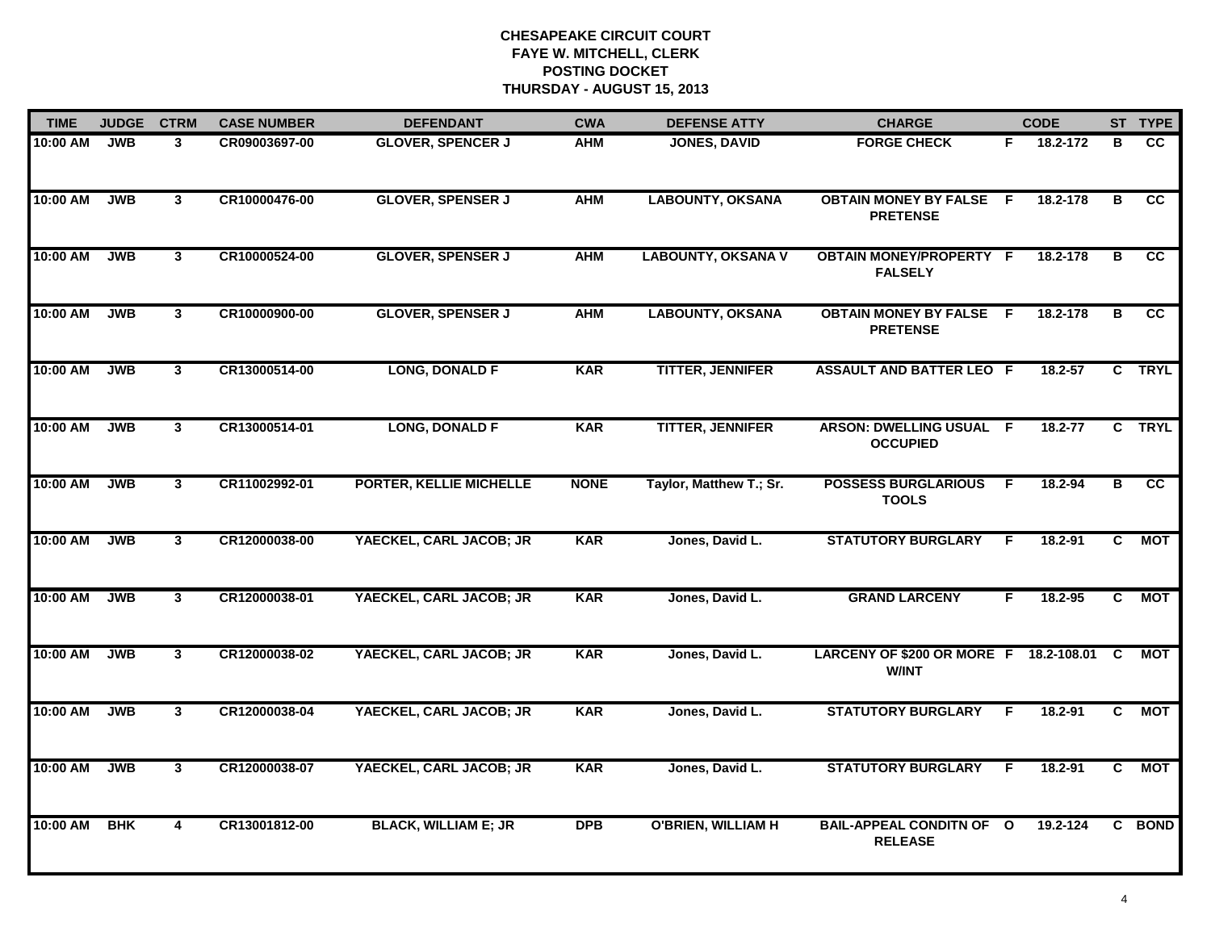# CHESAPEAKE CIRCUIT COURT
## FAYE W. MITCHELL, CLERK
## POSTING DOCKET
## THURSDAY - AUGUST 15, 2013

| TIME | JUDGE | CTRM | CASE NUMBER | DEFENDANT | CWA | DEFENSE ATTY | CHARGE | | CODE | ST | TYPE |
|---|---|---|---|---|---|---|---|---|---|---|---|
| 10:00 AM | JWB | 3 | CR09003697-00 | GLOVER, SPENCER J | AHM | JONES, DAVID | FORGE CHECK | F | 18.2-172 | B | CC |
| 10:00 AM | JWB | 3 | CR10000476-00 | GLOVER, SPENSER J | AHM | LABOUNTY, OKSANA | OBTAIN MONEY BY FALSE PRETENSE | F | 18.2-178 | B | CC |
| 10:00 AM | JWB | 3 | CR10000524-00 | GLOVER, SPENSER J | AHM | LABOUNTY, OKSANA V | OBTAIN MONEY/PROPERTY FALSELY | F | 18.2-178 | B | CC |
| 10:00 AM | JWB | 3 | CR10000900-00 | GLOVER, SPENSER J | AHM | LABOUNTY, OKSANA | OBTAIN MONEY BY FALSE PRETENSE | F | 18.2-178 | B | CC |
| 10:00 AM | JWB | 3 | CR13000514-00 | LONG, DONALD F | KAR | TITTER, JENNIFER | ASSAULT AND BATTER LEO | F | 18.2-57 | C | TRYL |
| 10:00 AM | JWB | 3 | CR13000514-01 | LONG, DONALD F | KAR | TITTER, JENNIFER | ARSON: DWELLING USUAL OCCUPIED | F | 18.2-77 | C | TRYL |
| 10:00 AM | JWB | 3 | CR11002992-01 | PORTER, KELLIE MICHELLE | NONE | Taylor, Matthew T.; Sr. | POSSESS BURGLARIOUS TOOLS | F | 18.2-94 | B | CC |
| 10:00 AM | JWB | 3 | CR12000038-00 | YAECKEL, CARL JACOB; JR | KAR | Jones, David L. | STATUTORY BURGLARY | F | 18.2-91 | C | MOT |
| 10:00 AM | JWB | 3 | CR12000038-01 | YAECKEL, CARL JACOB; JR | KAR | Jones, David L. | GRAND LARCENY | F | 18.2-95 | C | MOT |
| 10:00 AM | JWB | 3 | CR12000038-02 | YAECKEL, CARL JACOB; JR | KAR | Jones, David L. | LARCENY OF $200 OR MORE W/INT | F | 18.2-108.01 | C | MOT |
| 10:00 AM | JWB | 3 | CR12000038-04 | YAECKEL, CARL JACOB; JR | KAR | Jones, David L. | STATUTORY BURGLARY | F | 18.2-91 | C | MOT |
| 10:00 AM | JWB | 3 | CR12000038-07 | YAECKEL, CARL JACOB; JR | KAR | Jones, David L. | STATUTORY BURGLARY | F | 18.2-91 | C | MOT |
| 10:00 AM | BHK | 4 | CR13001812-00 | BLACK, WILLIAM E; JR | DPB | O'BRIEN, WILLIAM H | BAIL-APPEAL CONDITN OF RELEASE | O | 19.2-124 | C | BOND |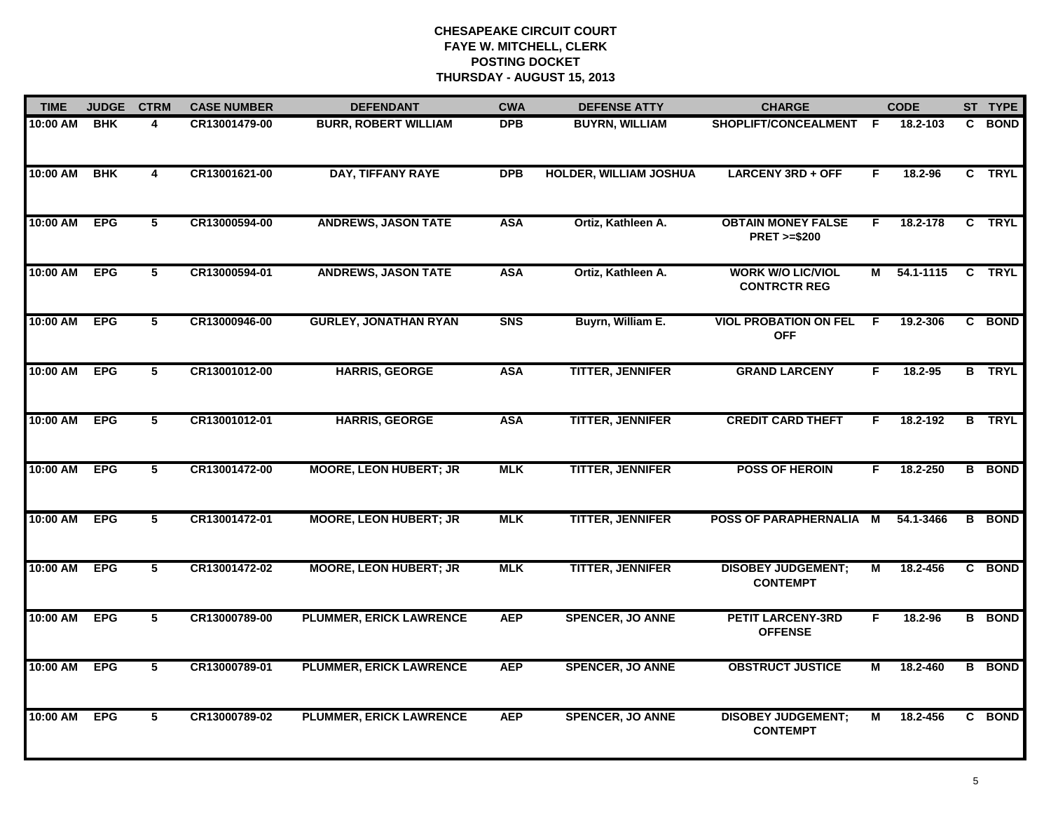# CHESAPEAKE CIRCUIT COURT
## FAYE W. MITCHELL, CLERK
## POSTING DOCKET
## THURSDAY - AUGUST 15, 2013

| TIME | JUDGE | CTRM | CASE NUMBER | DEFENDANT | CWA | DEFENSE ATTY | CHARGE | | CODE | ST | TYPE |
|---|---|---|---|---|---|---|---|---|---|---|---|
| 10:00 AM | BHK | 4 | CR13001479-00 | BURR, ROBERT WILLIAM | DPB | BUYRN, WILLIAM | SHOPLIFT/CONCEALMENT | F | 18.2-103 | C | BOND |
| 10:00 AM | BHK | 4 | CR13001621-00 | DAY, TIFFANY RAYE | DPB | HOLDER, WILLIAM JOSHUA | LARCENY 3RD + OFF | F | 18.2-96 | C | TRYL |
| 10:00 AM | EPG | 5 | CR13000594-00 | ANDREWS, JASON TATE | ASA | Ortiz, Kathleen A. | OBTAIN MONEY FALSE PRET >=$200 | F | 18.2-178 | C | TRYL |
| 10:00 AM | EPG | 5 | CR13000594-01 | ANDREWS, JASON TATE | ASA | Ortiz, Kathleen A. | WORK W/O LIC/VIOL CONTRCTR REG | M | 54.1-1115 | C | TRYL |
| 10:00 AM | EPG | 5 | CR13000946-00 | GURLEY, JONATHAN RYAN | SNS | Buyrn, William E. | VIOL PROBATION ON FEL OFF | F | 19.2-306 | C | BOND |
| 10:00 AM | EPG | 5 | CR13001012-00 | HARRIS, GEORGE | ASA | TITTER, JENNIFER | GRAND LARCENY | F | 18.2-95 | B | TRYL |
| 10:00 AM | EPG | 5 | CR13001012-01 | HARRIS, GEORGE | ASA | TITTER, JENNIFER | CREDIT CARD THEFT | F | 18.2-192 | B | TRYL |
| 10:00 AM | EPG | 5 | CR13001472-00 | MOORE, LEON HUBERT; JR | MLK | TITTER, JENNIFER | POSS OF HEROIN | F | 18.2-250 | B | BOND |
| 10:00 AM | EPG | 5 | CR13001472-01 | MOORE, LEON HUBERT; JR | MLK | TITTER, JENNIFER | POSS OF PARAPHERNALIA | M | 54.1-3466 | B | BOND |
| 10:00 AM | EPG | 5 | CR13001472-02 | MOORE, LEON HUBERT; JR | MLK | TITTER, JENNIFER | DISOBEY JUDGEMENT; CONTEMPT | M | 18.2-456 | C | BOND |
| 10:00 AM | EPG | 5 | CR13000789-00 | PLUMMER, ERICK LAWRENCE | AEP | SPENCER, JO ANNE | PETIT LARCENY-3RD OFFENSE | F | 18.2-96 | B | BOND |
| 10:00 AM | EPG | 5 | CR13000789-01 | PLUMMER, ERICK LAWRENCE | AEP | SPENCER, JO ANNE | OBSTRUCT JUSTICE | M | 18.2-460 | B | BOND |
| 10:00 AM | EPG | 5 | CR13000789-02 | PLUMMER, ERICK LAWRENCE | AEP | SPENCER, JO ANNE | DISOBEY JUDGEMENT; CONTEMPT | M | 18.2-456 | C | BOND |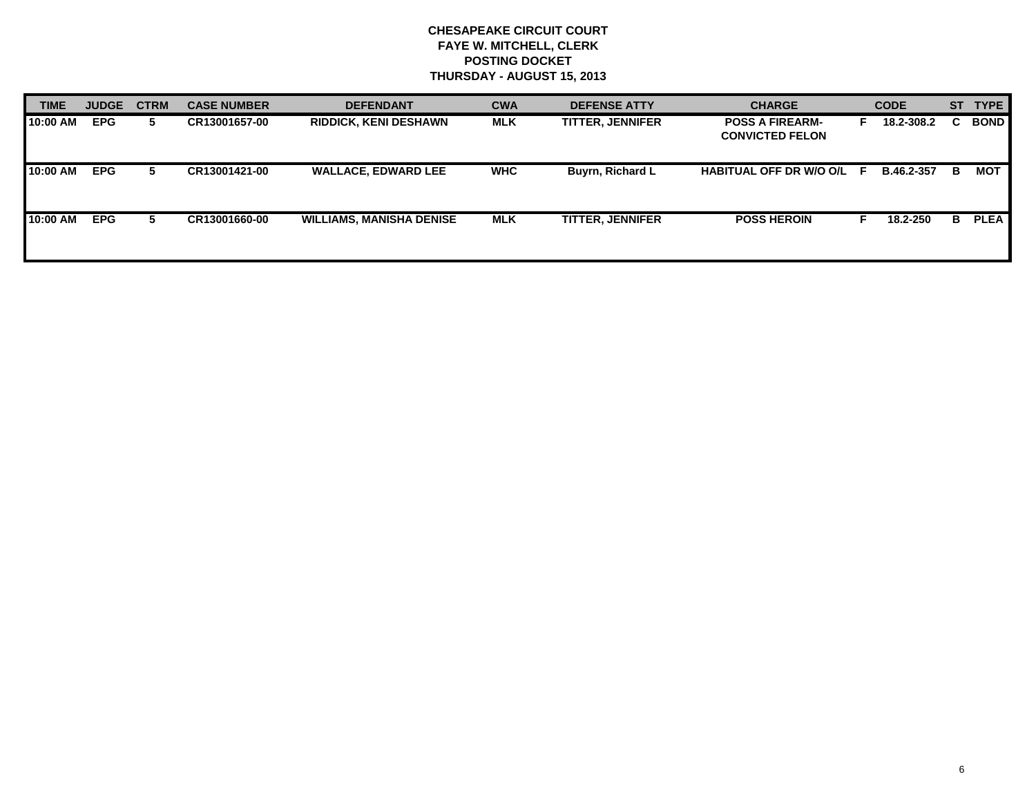**CHESAPEAKE CIRCUIT COURT**
**FAYE W. MITCHELL, CLERK**
**POSTING DOCKET**
**THURSDAY - AUGUST 15, 2013**

| TIME | JUDGE | CTRM | CASE NUMBER | DEFENDANT | CWA | DEFENSE ATTY | CHARGE | | CODE | ST | TYPE |
|---|---|---|---|---|---|---|---|---|---|---|---|
| 10:00 AM | EPG | 5 | CR13001657-00 | RIDDICK, KENI DESHAWN | MLK | TITTER, JENNIFER | POSS A FIREARM-CONVICTED FELON | F | 18.2-308.2 | C | BOND |
| 10:00 AM | EPG | 5 | CR13001421-00 | WALLACE, EDWARD LEE | WHC | Buyrn, Richard L | HABITUAL OFF DR W/O O/L | F | B.46.2-357 | B | MOT |
| 10:00 AM | EPG | 5 | CR13001660-00 | WILLIAMS, MANISHA DENISE | MLK | TITTER, JENNIFER | POSS HEROIN | F | 18.2-250 | B | PLEA |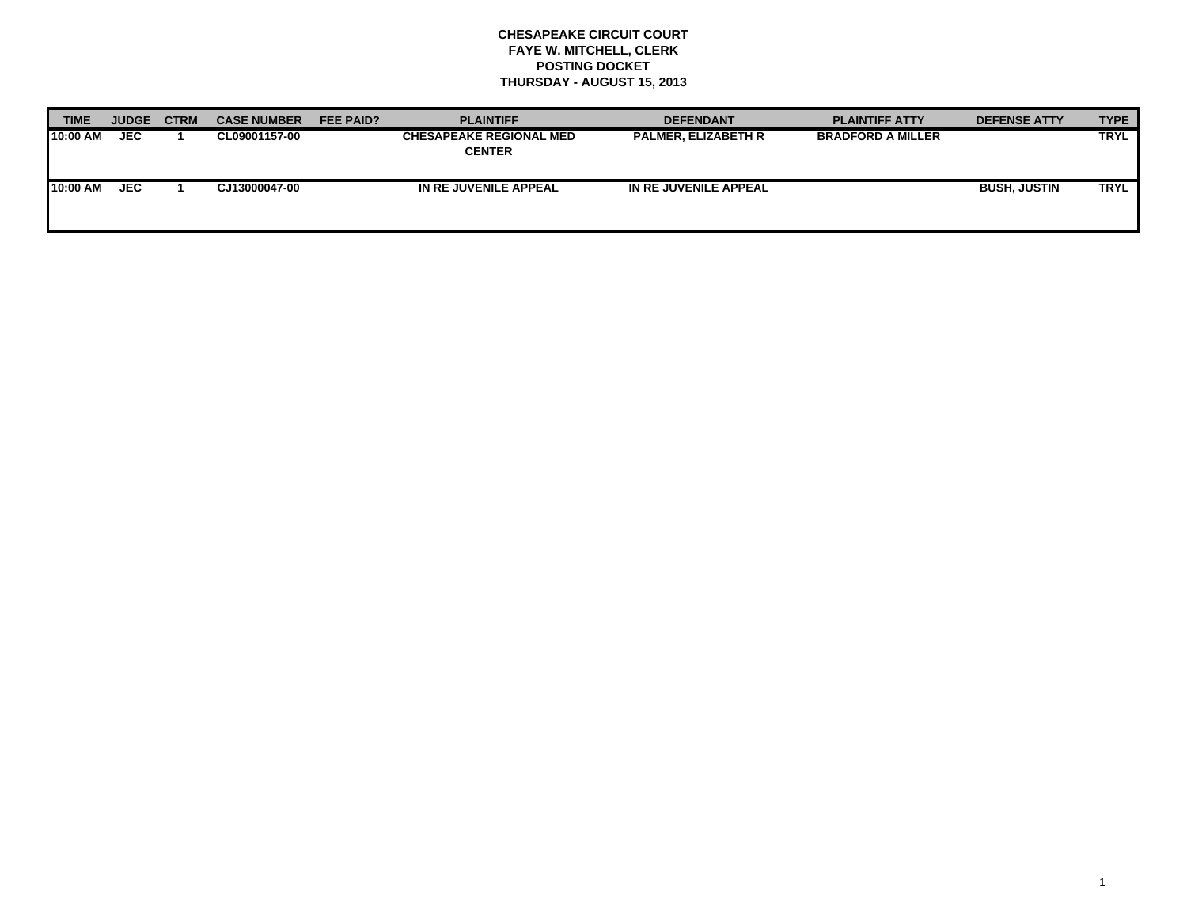**CHESAPEAKE CIRCUIT COURT**
**FAYE W. MITCHELL, CLERK**
**POSTING DOCKET**
**THURSDAY - AUGUST 15, 2013**

| TIME | JUDGE | CTRM | CASE NUMBER | FEE PAID? | PLAINTIFF | DEFENDANT | PLAINTIFF ATTY | DEFENSE ATTY | TYPE |
|---|---|---|---|---|---|---|---|---|---|
| 10:00 AM | JEC | 1 | CL09001157-00 | | CHESAPEAKE REGIONAL MED CENTER | PALMER, ELIZABETH R | BRADFORD A MILLER | | TRYL |
| 10:00 AM | JEC | 1 | CJ13000047-00 | | IN RE JUVENILE APPEAL | IN RE JUVENILE APPEAL | | BUSH, JUSTIN | TRYL |